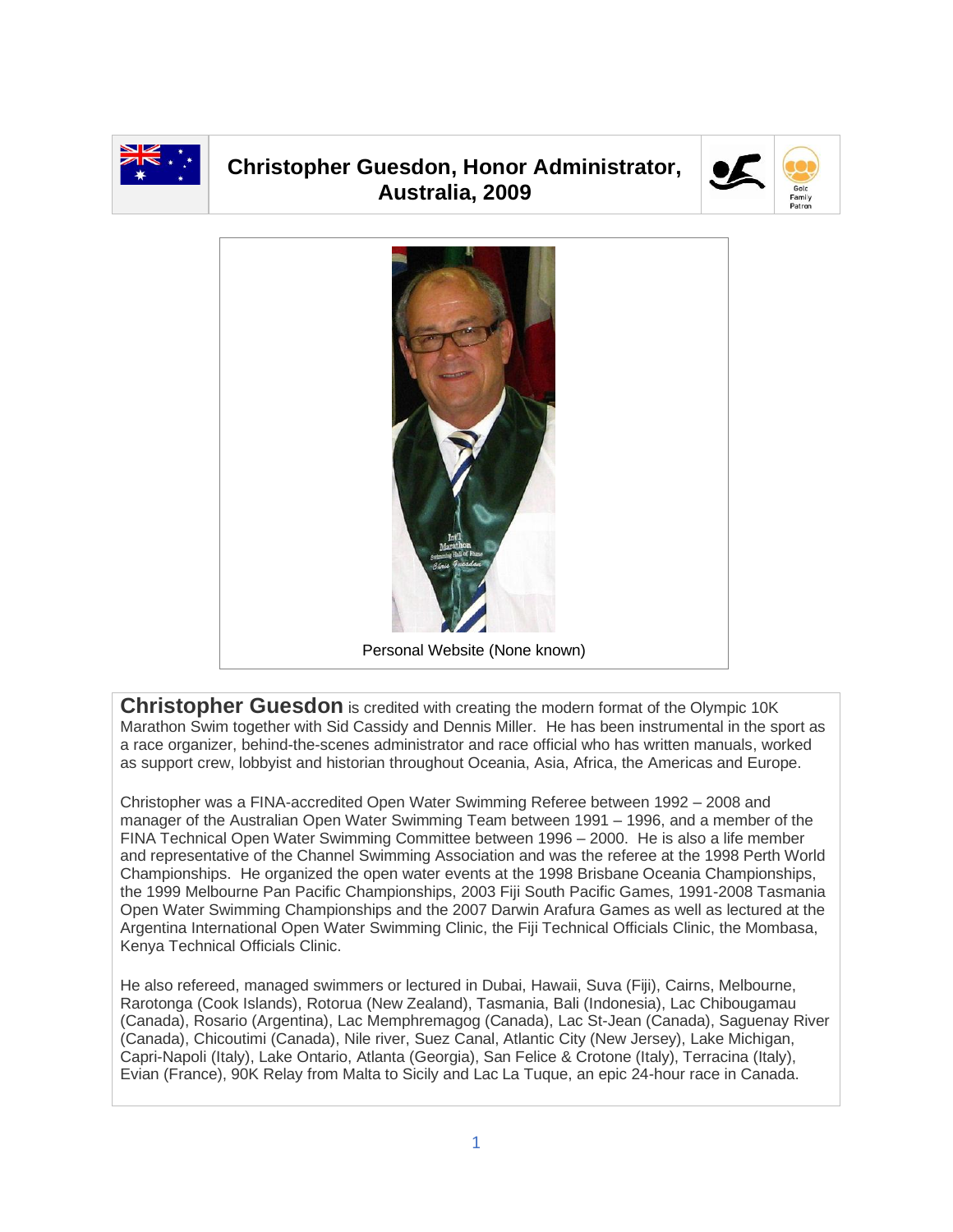# Christopher Guesdon, Honor Administrator, Australia, 2009

Golc Family Patron

Personal Website (None known)

**Christopher Guesdon** is credited with creating the modern format of the Olympic 10K Marathon Swim together with Sid Cassidy and Dennis Miller. He has been instrumental in the sport as a race organizer, behind-the-scenes administrator and race official who has written manuals, worked as support crew, lobbyist and historian throughout Oceania, Asia, Africa, the Americas and Europe.

Christopher was a FINA-accredited Open Water Swimming Referee between 1992 – 2008 and manager of the Australian Open Water Swimming Team between 1991 – 1996, and a member of the FINA Technical Open Water Swimming Committee between 1996 – 2000. He is also a life member and representative of the Channel Swimming Association and was the referee at the 1998 Perth World Championships. He organized the open water events at the 1998 Brisbane Oceania Championships, the 1999 Melbourne Pan Pacific Championships, 2003 Fiji South Pacific Games, 1991-2008 Tasmania Open Water Swimming Championships and the 2007 Darwin Arafura Games as well as lectured at the Argentina International Open Water Swimming Clinic, the Fiji Technical Officials Clinic, the Mombasa, Kenya Technical Officials Clinic.

He also refereed, managed swimmers or lectured in Dubai, Hawaii, Suva (Fiji), Cairns, Melbourne, Rarotonga (Cook Islands), Rotorua (New Zealand), Tasmania, Bali (Indonesia), Lac Chibougamau (Canada), Rosario (Argentina), Lac Memphremagog (Canada), Lac St-Jean (Canada), Saguenay River (Canada), Chicoutimi (Canada), Nile river, Suez Canal, Atlantic City (New Jersey), Lake Michigan, Capri-Napoli (Italy), Lake Ontario, Atlanta (Georgia), San Felice & Crotone (Italy), Terracina (Italy), Evian (France), 90K Relay from Malta to Sicily and Lac La Tuque, an epic 24-hour race in Canada.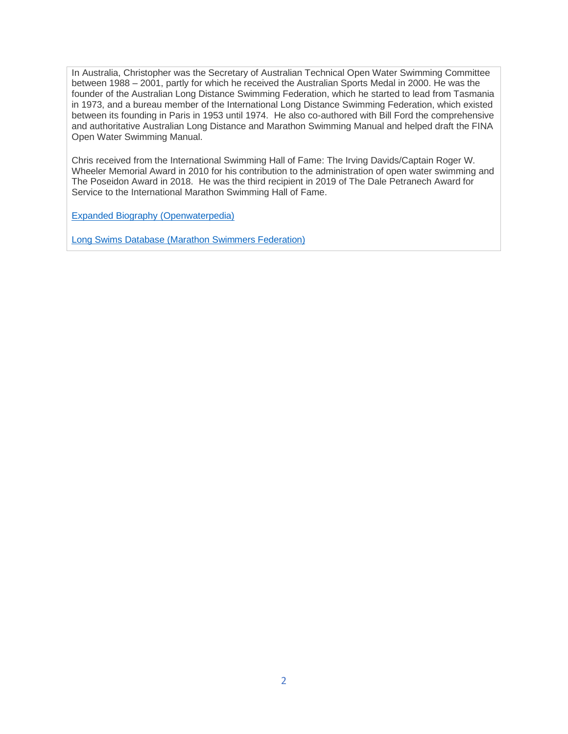In Australia, Christopher was the Secretary of Australian Technical Open Water Swimming Committee between 1988 – 2001, partly for which he received the Australian Sports Medal in 2000. He was the founder of the Australian Long Distance Swimming Federation, which he started to lead from Tasmania in 1973, and a bureau member of the International Long Distance Swimming Federation, which existed between its founding in Paris in 1953 until 1974. He also co-authored with Bill Ford the comprehensive and authoritative Australian Long Distance and Marathon Swimming Manual and helped draft the FINA Open Water Swimming Manual.

Chris received from the International Swimming Hall of Fame: The Irving Davids/Captain Roger W. Wheeler Memorial Award in 2010 for his contribution to the administration of open water swimming and The Poseidon Award in 2018. He was the third recipient in 2019 of The Dale Petranech Award for Service to the International Marathon Swimming Hall of Fame.

Expanded Biography (Openwaterpedia)

Long Swims Database (Marathon Swimmers Federation)